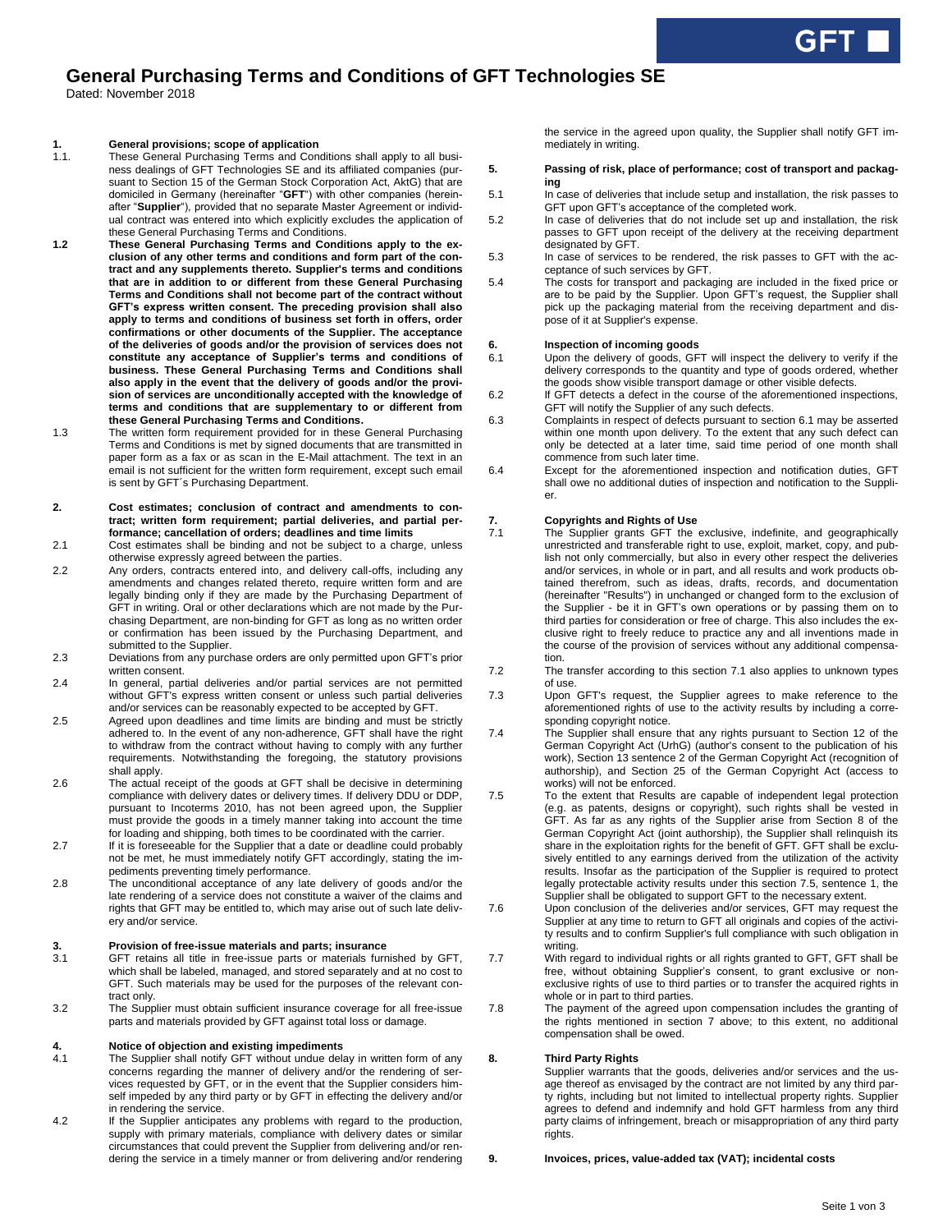# General Purchasing Terms and Conditions of GFT Technologies SE

Dated: November 2018

## 1. General provisions; scope of application

1.1. These General Purchasing Terms and Conditions shall apply to all business dealings of GFT Technologies SE and its affiliated companies (pursuant to Section 15 of the German Stock Corporation Act, AktG) that are domiciled in Germany (hereinafter "**GFT**") with other companies (hereinafter "**Supplier**"), provided that no separate Master Agreement or individual contract was entered into which explicitly excludes the application of these General Purchasing Terms and Conditions.

**1.2 These General Purchasing Terms and Conditions apply to the exclusion of any other terms and conditions and form part of the contract and any supplements thereto. Supplier's terms and conditions that are in addition to or different from these General Purchasing Terms and Conditions shall not become part of the contract without GFT's express written consent. The preceding provision shall also apply to terms and conditions of business set forth in offers, order confirmations or other documents of the Supplier. The acceptance of the deliveries of goods and/or the provision of services does not constitute any acceptance of Supplier's terms and conditions of business. These General Purchasing Terms and Conditions shall also apply in the event that the delivery of goods and/or the provision of services are unconditionally accepted with the knowledge of terms and conditions that are supplementary to or different from these General Purchasing Terms and Conditions.**

1.3 The written form requirement provided for in these General Purchasing Terms and Conditions is met by signed documents that are transmitted in paper form as a fax or as scan in the E-Mail attachment. The text in an email is not sufficient for the written form requirement, except such email is sent by GFT´s Purchasing Department.

## 2. Cost estimates; conclusion of contract and amendments to contract; written form requirement; partial deliveries, and partial performance; cancellation of orders; deadlines and time limits

2.1 Cost estimates shall be binding and not be subject to a charge, unless otherwise expressly agreed between the parties.

2.2 Any orders, contracts entered into, and delivery call-offs, including any amendments and changes related thereto, require written form and are legally binding only if they are made by the Purchasing Department of GFT in writing. Oral or other declarations which are not made by the Purchasing Department, are non-binding for GFT as long as no written order or confirmation has been issued by the Purchasing Department, and submitted to the Supplier.

2.3 Deviations from any purchase orders are only permitted upon GFT's prior written consent.

2.4 In general, partial deliveries and/or partial services are not permitted without GFT's express written consent or unless such partial deliveries and/or services can be reasonably expected to be accepted by GFT.

2.5 Agreed upon deadlines and time limits are binding and must be strictly adhered to. In the event of any non-adherence, GFT shall have the right to withdraw from the contract without having to comply with any further requirements. Notwithstanding the foregoing, the statutory provisions shall apply.

2.6 The actual receipt of the goods at GFT shall be decisive in determining compliance with delivery dates or delivery times. If delivery DDU or DDP, pursuant to Incoterms 2010, has not been agreed upon, the Supplier must provide the goods in a timely manner taking into account the time for loading and shipping, both times to be coordinated with the carrier.

2.7 If it is foreseeable for the Supplier that a date or deadline could probably not be met, he must immediately notify GFT accordingly, stating the impediments preventing timely performance.

2.8 The unconditional acceptance of any late delivery of goods and/or the late rendering of a service does not constitute a waiver of the claims and rights that GFT may be entitled to, which may arise out of such late delivery and/or service.

## 3. Provision of free-issue materials and parts; insurance

3.1 GFT retains all title in free-issue parts or materials furnished by GFT, which shall be labeled, managed, and stored separately and at no cost to GFT. Such materials may be used for the purposes of the relevant contract only.

3.2 The Supplier must obtain sufficient insurance coverage for all free-issue parts and materials provided by GFT against total loss or damage.

## 4. Notice of objection and existing impediments

4.1 The Supplier shall notify GFT without undue delay in written form of any concerns regarding the manner of delivery and/or the rendering of services requested by GFT, or in the event that the Supplier considers himself impeded by any third party or by GFT in effecting the delivery and/or in rendering the service.

4.2 If the Supplier anticipates any problems with regard to the production, supply with primary materials, compliance with delivery dates or similar circumstances that could prevent the Supplier from delivering and/or rendering the service in a timely manner or from delivering and/or rendering the service in the agreed upon quality, the Supplier shall notify GFT immediately in writing.

## 5. Passing of risk, place of performance; cost of transport and packaging

5.1 In case of deliveries that include setup and installation, the risk passes to GFT upon GFT's acceptance of the completed work.

5.2 In case of deliveries that do not include set up and installation, the risk passes to GFT upon receipt of the delivery at the receiving department designated by GFT.

5.3 In case of services to be rendered, the risk passes to GFT with the acceptance of such services by GFT.

5.4 The costs for transport and packaging are included in the fixed price or are to be paid by the Supplier. Upon GFT's request, the Supplier shall pick up the packaging material from the receiving department and dispose of it at Supplier's expense.

## 6. Inspection of incoming goods

6.1 Upon the delivery of goods, GFT will inspect the delivery to verify if the delivery corresponds to the quantity and type of goods ordered, whether the goods show visible transport damage or other visible defects.

6.2 If GFT detects a defect in the course of the aforementioned inspections, GFT will notify the Supplier of any such defects.

6.3 Complaints in respect of defects pursuant to section 6.1 may be asserted within one month upon delivery. To the extent that any such defect can only be detected at a later time, said time period of one month shall commence from such later time.

6.4 Except for the aforementioned inspection and notification duties, GFT shall owe no additional duties of inspection and notification to the Supplier.

## 7. Copyrights and Rights of Use

7.1 The Supplier grants GFT the exclusive, indefinite, and geographically unrestricted and transferable right to use, exploit, market, copy, and publish not only commercially, but also in every other respect the deliveries and/or services, in whole or in part, and all results and work products obtained therefrom, such as ideas, drafts, records, and documentation (hereinafter "Results") in unchanged or changed form to the exclusion of the Supplier - be it in GFT's own operations or by passing them on to third parties for consideration or free of charge. This also includes the exclusive right to freely reduce to practice any and all inventions made in the course of the provision of services without any additional compensation.

7.2 The transfer according to this section 7.1 also applies to unknown types of use.

7.3 Upon GFT's request, the Supplier agrees to make reference to the aforementioned rights of use to the activity results by including a corresponding copyright notice.

7.4 The Supplier shall ensure that any rights pursuant to Section 12 of the German Copyright Act (UrhG) (author's consent to the publication of his work), Section 13 sentence 2 of the German Copyright Act (recognition of authorship), and Section 25 of the German Copyright Act (access to works) will not be enforced.

7.5 To the extent that Results are capable of independent legal protection (e.g. as patents, designs or copyright), such rights shall be vested in GFT. As far as any rights of the Supplier arise from Section 8 of the German Copyright Act (joint authorship), the Supplier shall relinquish its share in the exploitation rights for the benefit of GFT. GFT shall be exclusively entitled to any earnings derived from the utilization of the activity results. Insofar as the participation of the Supplier is required to protect legally protectable activity results under this section 7.5, sentence 1, the Supplier shall be obligated to support GFT to the necessary extent.

7.6 Upon conclusion of the deliveries and/or services, GFT may request the Supplier at any time to return to GFT all originals and copies of the activity results and to confirm Supplier's full compliance with such obligation in writing.

7.7 With regard to individual rights or all rights granted to GFT, GFT shall be free, without obtaining Supplier's consent, to grant exclusive or non-exclusive rights of use to third parties or to transfer the acquired rights in whole or in part to third parties.

7.8 The payment of the agreed upon compensation includes the granting of the rights mentioned in section 7 above; to this extent, no additional compensation shall be owed.

## 8. Third Party Rights

Supplier warrants that the goods, deliveries and/or services and the usage thereof as envisaged by the contract are not limited by any third party rights, including but not limited to intellectual property rights. Supplier agrees to defend and indemnify and hold GFT harmless from any third party claims of infringement, breach or misappropriation of any third party rights.

## 9. Invoices, prices, value-added tax (VAT); incidental costs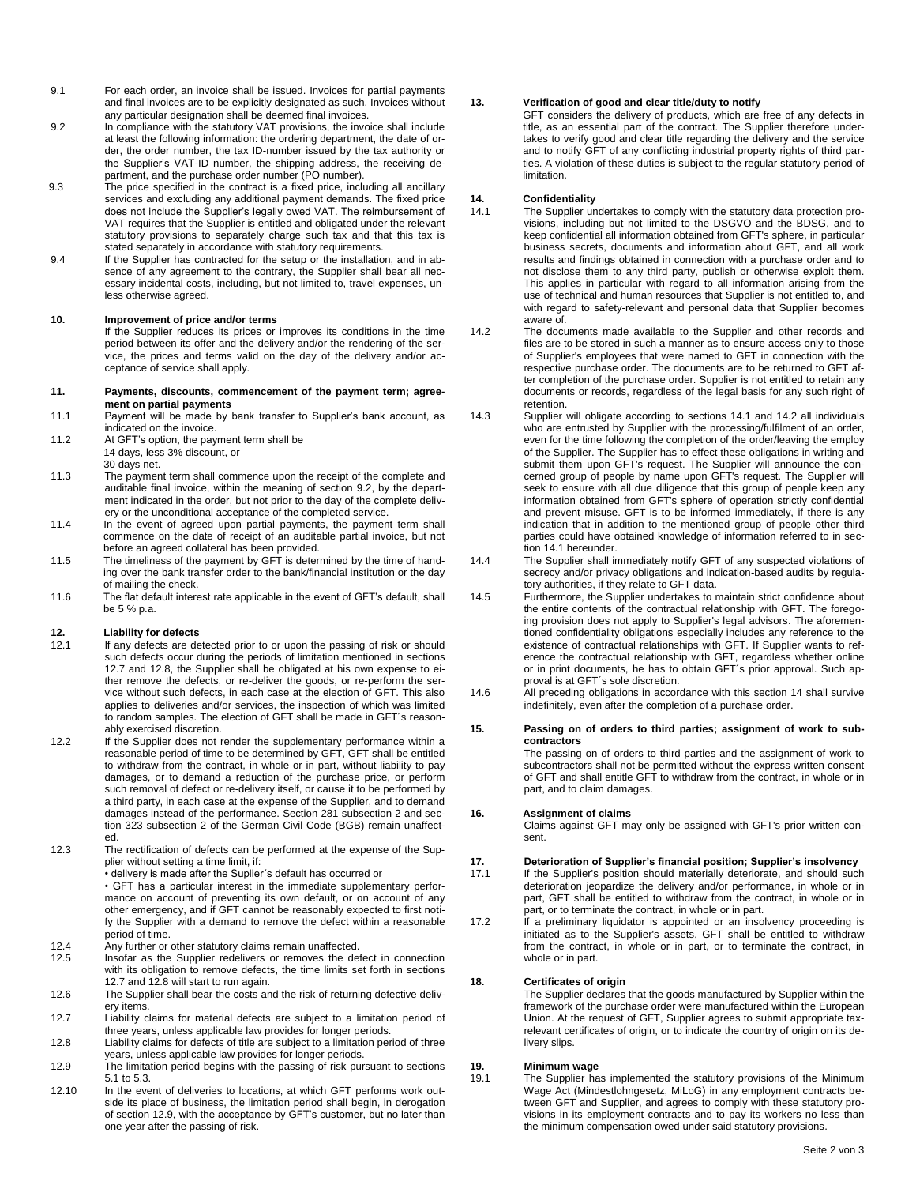9.1 For each order, an invoice shall be issued. Invoices for partial payments and final invoices are to be explicitly designated as such. Invoices without any particular designation shall be deemed final invoices.

9.2 In compliance with the statutory VAT provisions, the invoice shall include at least the following information: the ordering department, the date of order, the order number, the tax ID-number issued by the tax authority or the Supplier's VAT-ID number, the shipping address, the receiving department, and the purchase order number (PO number).

9.3 The price specified in the contract is a fixed price, including all ancillary services and excluding any additional payment demands. The fixed price does not include the Supplier's legally owed VAT. The reimbursement of VAT requires that the Supplier is entitled and obligated under the relevant statutory provisions to separately charge such tax and that this tax is stated separately in accordance with statutory requirements.

9.4 If the Supplier has contracted for the setup or the installation, and in absence of any agreement to the contrary, the Supplier shall bear all necessary incidental costs, including, but not limited to, travel expenses, unless otherwise agreed.

## 10. Improvement of price and/or terms

If the Supplier reduces its prices or improves its conditions in the time period between its offer and the delivery and/or the rendering of the service, the prices and terms valid on the day of the delivery and/or acceptance of service shall apply.

## 11. Payments, discounts, commencement of the payment term; agreement on partial payments

11.1 Payment will be made by bank transfer to Supplier's bank account, as indicated on the invoice.

11.2 At GFT's option, the payment term shall be
14 days, less 3% discount, or
30 days net.

11.3 The payment term shall commence upon the receipt of the complete and auditable final invoice, within the meaning of section 9.2, by the department indicated in the order, but not prior to the day of the complete delivery or the unconditional acceptance of the completed service.

11.4 In the event of agreed upon partial payments, the payment term shall commence on the date of receipt of an auditable partial invoice, but not before an agreed collateral has been provided.

11.5 The timeliness of the payment by GFT is determined by the time of handing over the bank transfer order to the bank/financial institution or the day of mailing the check.

11.6 The flat default interest rate applicable in the event of GFT's default, shall be 5 % p.a.

## 12. Liability for defects

12.1 If any defects are detected prior to or upon the passing of risk or should such defects occur during the periods of limitation mentioned in sections 12.7 and 12.8, the Supplier shall be obligated at his own expense to either remove the defects, or re-deliver the goods, or re-perform the service without such defects, in each case at the election of GFT. This also applies to deliveries and/or services, the inspection of which was limited to random samples. The election of GFT shall be made in GFT´s reasonably exercised discretion.

12.2 If the Supplier does not render the supplementary performance within a reasonable period of time to be determined by GFT, GFT shall be entitled to withdraw from the contract, in whole or in part, without liability to pay damages, or to demand a reduction of the purchase price, or perform such removal of defect or re-delivery itself, or cause it to be performed by a third party, in each case at the expense of the Supplier, and to demand damages instead of the performance. Section 281 subsection 2 and section 323 subsection 2 of the German Civil Code (BGB) remain unaffected.

12.3 The rectification of defects can be performed at the expense of the Supplier without setting a time limit, if:
• delivery is made after the Suplier´s default has occurred or
• GFT has a particular interest in the immediate supplementary performance on account of preventing its own default, or on account of any other emergency, and if GFT cannot be reasonably expected to first notify the Supplier with a demand to remove the defect within a reasonable period of time.

12.4 Any further or other statutory claims remain unaffected.

12.5 Insofar as the Supplier redelivers or removes the defect in connection with its obligation to remove defects, the time limits set forth in sections 12.7 and 12.8 will start to run again.

12.6 The Supplier shall bear the costs and the risk of returning defective delivery items.

12.7 Liability claims for material defects are subject to a limitation period of three years, unless applicable law provides for longer periods.

12.8 Liability claims for defects of title are subject to a limitation period of three years, unless applicable law provides for longer periods.

12.9 The limitation period begins with the passing of risk pursuant to sections 5.1 to 5.3.

12.10 In the event of deliveries to locations, at which GFT performs work outside its place of business, the limitation period shall begin, in derogation of section 12.9, with the acceptance by GFT's customer, but no later than one year after the passing of risk.

## 13. Verification of good and clear title/duty to notify

GFT considers the delivery of products, which are free of any defects in title, as an essential part of the contract. The Supplier therefore undertakes to verify good and clear title regarding the delivery and the service and to notify GFT of any conflicting industrial property rights of third parties. A violation of these duties is subject to the regular statutory period of limitation.

## 14. Confidentiality

14.1 The Supplier undertakes to comply with the statutory data protection provisions, including but not limited to the DSGVO and the BDSG, and to keep confidential all information obtained from GFT's sphere, in particular business secrets, documents and information about GFT, and all work results and findings obtained in connection with a purchase order and to not disclose them to any third party, publish or otherwise exploit them. This applies in particular with regard to all information arising from the use of technical and human resources that Supplier is not entitled to, and with regard to safety-relevant and personal data that Supplier becomes aware of.

14.2 The documents made available to the Supplier and other records and files are to be stored in such a manner as to ensure access only to those of Supplier's employees that were named to GFT in connection with the respective purchase order. The documents are to be returned to GFT after completion of the purchase order. Supplier is not entitled to retain any documents or records, regardless of the legal basis for any such right of retention.

14.3 Supplier will obligate according to sections 14.1 and 14.2 all individuals who are entrusted by Supplier with the processing/fulfilment of an order, even for the time following the completion of the order/leaving the employ of the Supplier. The Supplier has to effect these obligations in writing and submit them upon GFT's request. The Supplier will announce the concerned group of people by name upon GFT's request. The Supplier will seek to ensure with all due diligence that this group of people keep any information obtained from GFT's sphere of operation strictly confidential and prevent misuse. GFT is to be informed immediately, if there is any indication that in addition to the mentioned group of people other third parties could have obtained knowledge of information referred to in section 14.1 hereunder.

14.4 The Supplier shall immediately notify GFT of any suspected violations of secrecy and/or privacy obligations and indication-based audits by regulatory authorities, if they relate to GFT data.

14.5 Furthermore, the Supplier undertakes to maintain strict confidence about the entire contents of the contractual relationship with GFT. The foregoing provision does not apply to Supplier's legal advisors. The aforementioned confidentiality obligations especially includes any reference to the existence of contractual relationships with GFT. If Supplier wants to reference the contractual relationship with GFT, regardless whether online or in print documents, he has to obtain GFT´s prior approval. Such approval is at GFT´s sole discretion.

14.6 All preceding obligations in accordance with this section 14 shall survive indefinitely, even after the completion of a purchase order.

## 15. Passing on of orders to third parties; assignment of work to subcontractors

The passing on of orders to third parties and the assignment of work to subcontractors shall not be permitted without the express written consent of GFT and shall entitle GFT to withdraw from the contract, in whole or in part, and to claim damages.

## 16. Assignment of claims

Claims against GFT may only be assigned with GFT's prior written consent.

## 17. Deterioration of Supplier's financial position; Supplier's insolvency

17.1 If the Supplier's position should materially deteriorate, and should such deterioration jeopardize the delivery and/or performance, in whole or in part, GFT shall be entitled to withdraw from the contract, in whole or in part, or to terminate the contract, in whole or in part.

17.2 If a preliminary liquidator is appointed or an insolvency proceeding is initiated as to the Supplier's assets, GFT shall be entitled to withdraw from the contract, in whole or in part, or to terminate the contract, in whole or in part.

## 18. Certificates of origin

The Supplier declares that the goods manufactured by Supplier within the framework of the purchase order were manufactured within the European Union. At the request of GFT, Supplier agrees to submit appropriate tax-relevant certificates of origin, or to indicate the country of origin on its delivery slips.

## 19. Minimum wage

19.1 The Supplier has implemented the statutory provisions of the Minimum Wage Act (Mindestlohngesetz, MiLoG) in any employment contracts between GFT and Supplier, and agrees to comply with these statutory provisions in its employment contracts and to pay its workers no less than the minimum compensation owed under said statutory provisions.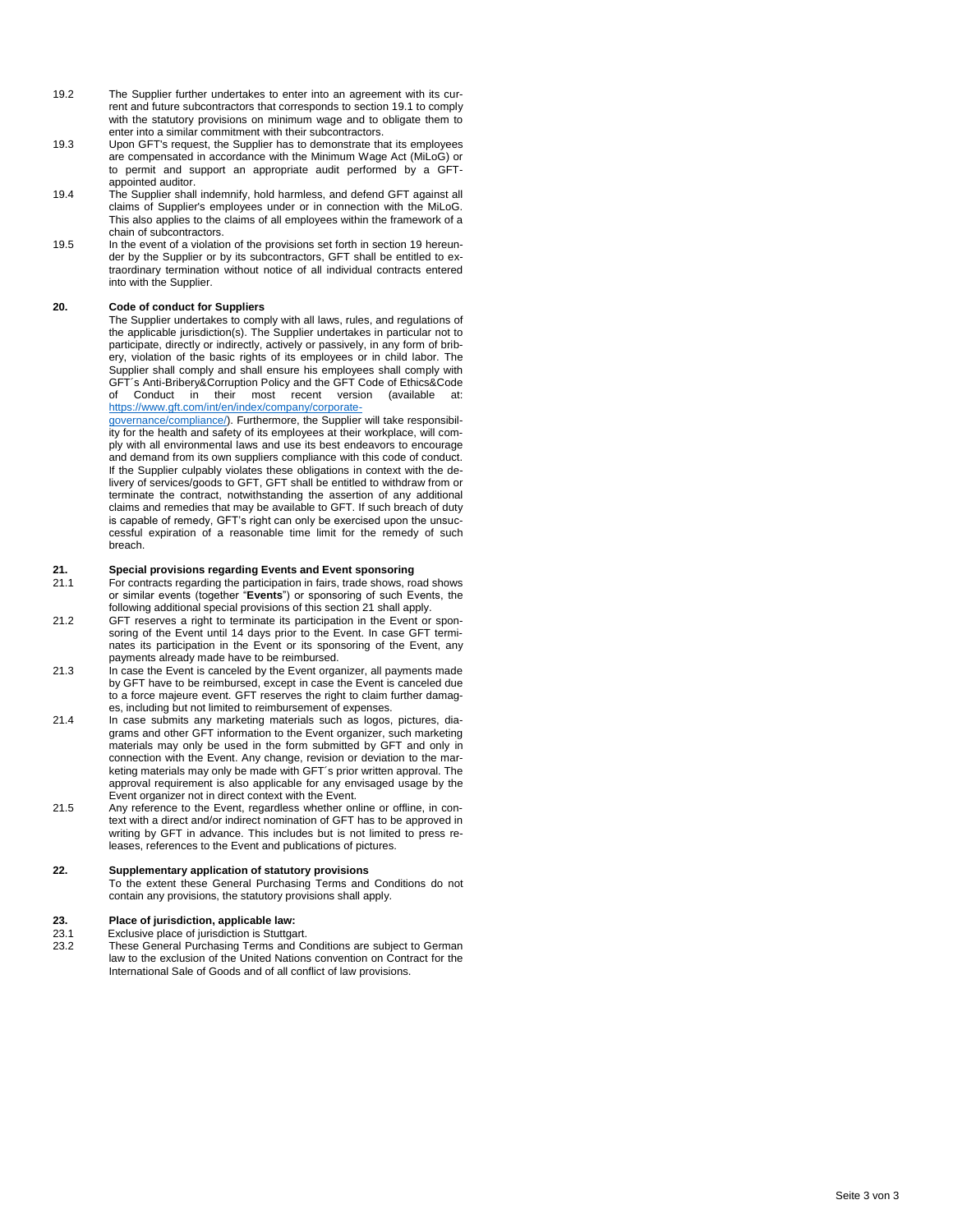19.2 The Supplier further undertakes to enter into an agreement with its current and future subcontractors that corresponds to section 19.1 to comply with the statutory provisions on minimum wage and to obligate them to enter into a similar commitment with their subcontractors.

19.3 Upon GFT's request, the Supplier has to demonstrate that its employees are compensated in accordance with the Minimum Wage Act (MiLoG) or to permit and support an appropriate audit performed by a GFT-appointed auditor.

19.4 The Supplier shall indemnify, hold harmless, and defend GFT against all claims of Supplier's employees under or in connection with the MiLoG. This also applies to the claims of all employees within the framework of a chain of subcontractors.

19.5 In the event of a violation of the provisions set forth in section 19 hereunder by the Supplier or by its subcontractors, GFT shall be entitled to extraordinary termination without notice of all individual contracts entered into with the Supplier.

## 20. Code of conduct for Suppliers

The Supplier undertakes to comply with all laws, rules, and regulations of the applicable jurisdiction(s). The Supplier undertakes in particular not to participate, directly or indirectly, actively or passively, in any form of bribery, violation of the basic rights of its employees or in child labor. The Supplier shall comply and shall ensure his employees shall comply with GFT´s Anti-Bribery&Corruption Policy and the GFT Code of Ethics&Code of Conduct in their most recent version (available at: https://www.gft.com/int/en/index/company/corporate-governance/compliance/). Furthermore, the Supplier will take responsibility for the health and safety of its employees at their workplace, will comply with all environmental laws and use its best endeavors to encourage and demand from its own suppliers compliance with this code of conduct. If the Supplier culpably violates these obligations in context with the delivery of services/goods to GFT, GFT shall be entitled to withdraw from or terminate the contract, notwithstanding the assertion of any additional claims and remedies that may be available to GFT. If such breach of duty is capable of remedy, GFT's right can only be exercised upon the unsuccessful expiration of a reasonable time limit for the remedy of such breach.

## 21. Special provisions regarding Events and Event sponsoring

21.1 For contracts regarding the participation in fairs, trade shows, road shows or similar events (together "**Events**") or sponsoring of such Events, the following additional special provisions of this section 21 shall apply.

21.2 GFT reserves a right to terminate its participation in the Event or sponsoring of the Event until 14 days prior to the Event. In case GFT terminates its participation in the Event or its sponsoring of the Event, any payments already made have to be reimbursed.

21.3 In case the Event is canceled by the Event organizer, all payments made by GFT have to be reimbursed, except in case the Event is canceled due to a force majeure event. GFT reserves the right to claim further damages, including but not limited to reimbursement of expenses.

21.4 In case submits any marketing materials such as logos, pictures, diagrams and other GFT information to the Event organizer, such marketing materials may only be used in the form submitted by GFT and only in connection with the Event. Any change, revision or deviation to the marketing materials may only be made with GFT´s prior written approval. The approval requirement is also applicable for any envisaged usage by the Event organizer not in direct context with the Event.

21.5 Any reference to the Event, regardless whether online or offline, in context with a direct and/or indirect nomination of GFT has to be approved in writing by GFT in advance. This includes but is not limited to press releases, references to the Event and publications of pictures.

## 22. Supplementary application of statutory provisions

To the extent these General Purchasing Terms and Conditions do not contain any provisions, the statutory provisions shall apply.

## 23. Place of jurisdiction, applicable law:

23.1 Exclusive place of jurisdiction is Stuttgart.

23.2 These General Purchasing Terms and Conditions are subject to German law to the exclusion of the United Nations convention on Contract for the International Sale of Goods and of all conflict of law provisions.